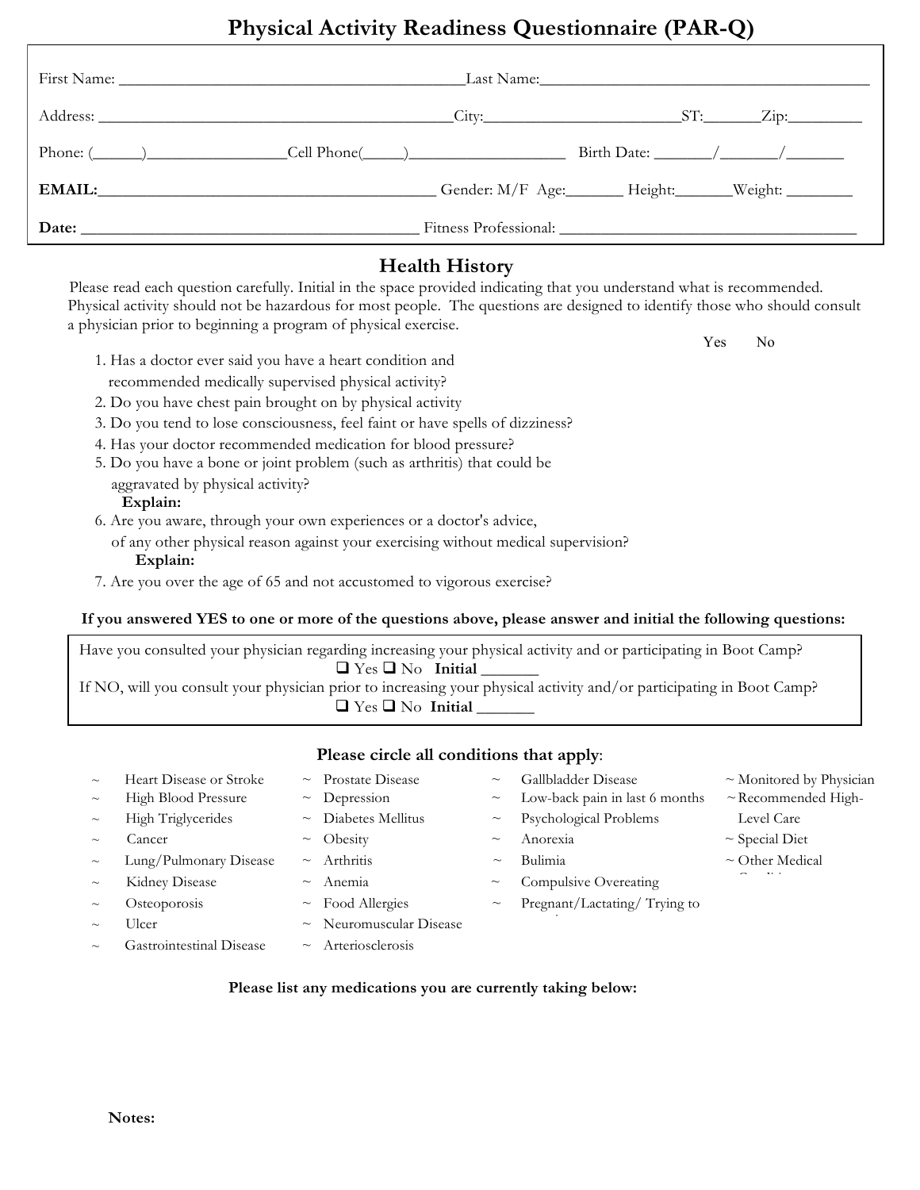# Physical Activity Readiness Questionnaire (PAR-Q)

First Name: ________________________________________ Last Name: ________________________________________

Address: ________________________________________ City: ______________________ ST: _______ Zip: _________

Phone: (______)_________________ Cell Phone(_____)___________________ Birth Date: _______/_______/_______

**EMAIL:**________________________________________ Gender: M/F Age:_______ Height:_______ Weight: ________

**Date:** ________________________________________ Fitness Professional: ____________________________________

## Health History

Please read each question carefully. Initial in the space provided indicating that you understand what is recommended. Physical activity should not be hazardous for most people. The questions are designed to identify those who should consult a physician prior to beginning a program of physical exercise.

| | Yes | No |
|---|---|---|
| 1. Has a doctor ever said you have a heart condition and recommended medically supervised physical activity? | | |
| 2. Do you have chest pain brought on by physical activity | | |
| 3. Do you tend to lose consciousness, feel faint or have spells of dizziness? | | |
| 4. Has your doctor recommended medication for blood pressure? | | |
| 5. Do you have a bone or joint problem (such as arthritis) that could be aggravated by physical activity? **Explain:** | | |
| 6. Are you aware, through your own experiences or a doctor's advice, of any other physical reason against your exercising without medical supervision? **Explain:** | | |
| 7. Are you over the age of 65 and not accustomed to vigorous exercise? | | |

**If you answered YES to one or more of the questions above, please answer and initial the following questions:**

Have you consulted your physician regarding increasing your physical activity and or participating in Boot Camp?
❑ Yes ❑ No **Initial** _______

If NO, will you consult your physician prior to increasing your physical activity and/or participating in Boot Camp?
❑ Yes ❑ No **Initial** _______

### Please circle all conditions that apply:

- ~ Heart Disease or Stroke
- ~ High Blood Pressure
- ~ High Triglycerides
- ~ Cancer
- ~ Lung/Pulmonary Disease
- ~ Kidney Disease
- ~ Osteoporosis
- ~ Ulcer
- ~ Gastrointestinal Disease
- ~ Prostate Disease
- ~ Depression
- ~ Diabetes Mellitus
- ~ Obesity
- ~ Arthritis
- ~ Anemia
- ~ Food Allergies
- ~ Neuromuscular Disease
- ~ Arteriosclerosis
- ~ Gallbladder Disease
- ~ Low-back pain in last 6 months
- ~ Psychological Problems
- ~ Anorexia
- ~ Bulimia
- ~ Compulsive Overeating
- ~ Pregnant/Lactating/ Trying to
- ~ Monitored by Physician
- ~ Recommended High-Level Care
- ~ Special Diet
- ~ Other Medical

**Please list any medications you are currently taking below:**

**Notes:**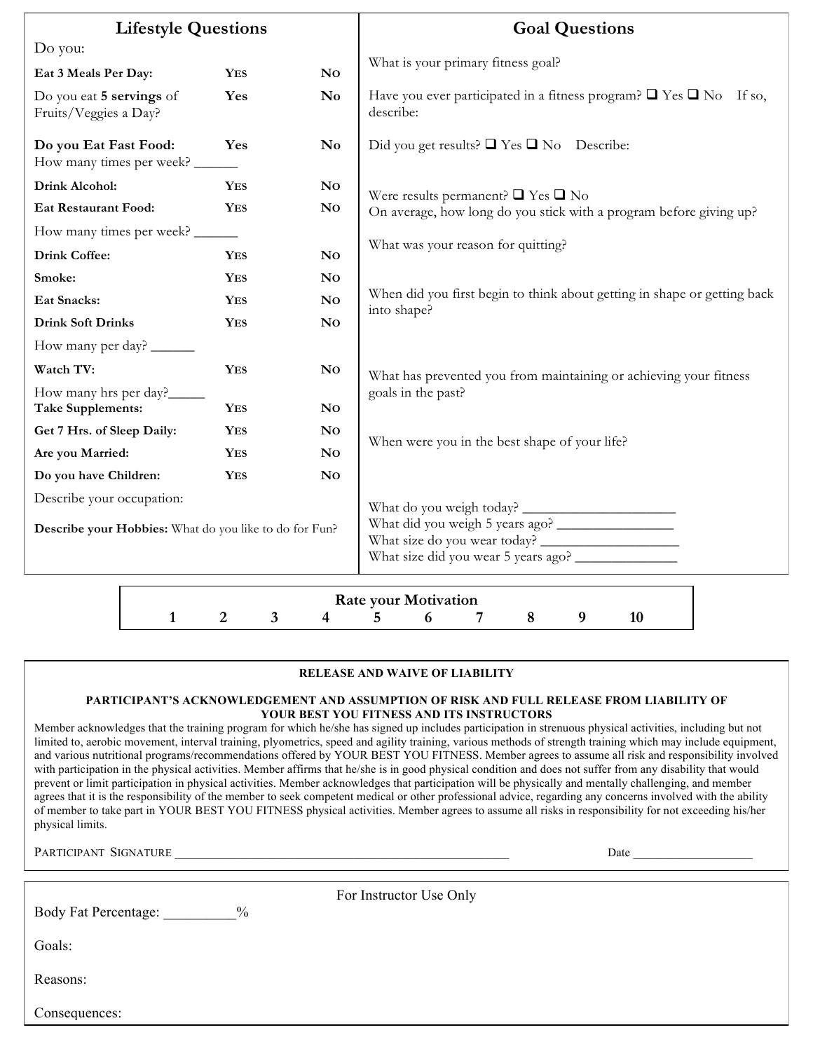## Lifestyle Questions

Do you:

| | | |
|---|---|---|
| **Eat 3 Meals Per Day:** | YES | NO |
| Do you eat **5 servings** of Fruits/Veggies a Day? | **Yes** | **No** |
| **Do you Eat Fast Food:** | **Yes** | **No** |
| How many times per week? ______ | | |
| **Drink Alcohol:** | YES | NO |
| **Eat Restaurant Food:** | YES | NO |
| How many times per week? ______ | | |
| **Drink Coffee:** | YES | NO |
| **Smoke:** | YES | NO |
| **Eat Snacks:** | YES | NO |
| **Drink Soft Drinks** | YES | NO |
| How many per day? ______ | | |
| **Watch TV:** | YES | NO |
| How many hrs per day?_____ | | |
| **Take Supplements:** | YES | NO |
| **Get 7 Hrs. of Sleep Daily:** | YES | NO |
| **Are you Married:** | YES | NO |
| **Do you have Children:** | YES | NO |

Describe your occupation:

**Describe your Hobbies:** What do you like to do for Fun?

## Goal Questions

What is your primary fitness goal?

Have you ever participated in a fitness program? ❑ Yes ❑ No If so, describe:

Did you get results? ❑ Yes ❑ No Describe:

Were results permanent? ❑ Yes ❑ No

On average, how long do you stick with a program before giving up?

What was your reason for quitting?

When did you first begin to think about getting in shape or getting back into shape?

What has prevented you from maintaining or achieving your fitness goals in the past?

When were you in the best shape of your life?

What do you weigh today? ______________________

What did you weigh 5 years ago? _________________

What size do you wear today? ____________________

What size did you wear 5 years ago? _______________

**Rate your Motivation**

1 2 3 4 5 6 7 8 9 10

**RELEASE AND WAIVE OF LIABILITY**

**PARTICIPANT'S ACKNOWLEDGEMENT AND ASSUMPTION OF RISK AND FULL RELEASE FROM LIABILITY OF YOUR BEST YOU FITNESS AND ITS INSTRUCTORS**

Member acknowledges that the training program for which he/she has signed up includes participation in strenuous physical activities, including but not limited to, aerobic movement, interval training, plyometrics, speed and agility training, various methods of strength training which may include equipment, and various nutritional programs/recommendations offered by YOUR BEST YOU FITNESS. Member agrees to assume all risk and responsibility involved with participation in the physical activities. Member affirms that he/she is in good physical condition and does not suffer from any disability that would prevent or limit participation in physical activities. Member acknowledges that participation will be physically and mentally challenging, and member agrees that it is the responsibility of the member to seek competent medical or other professional advice, regarding any concerns involved with the ability of member to take part in YOUR BEST YOU FITNESS physical activities. Member agrees to assume all risks in responsibility for not exceeding his/her physical limits.

PARTICIPANT SIGNATURE _____________________________________________________ Date ___________________

For Instructor Use Only

Body Fat Percentage: __________%

Goals:

Reasons:

Consequences: